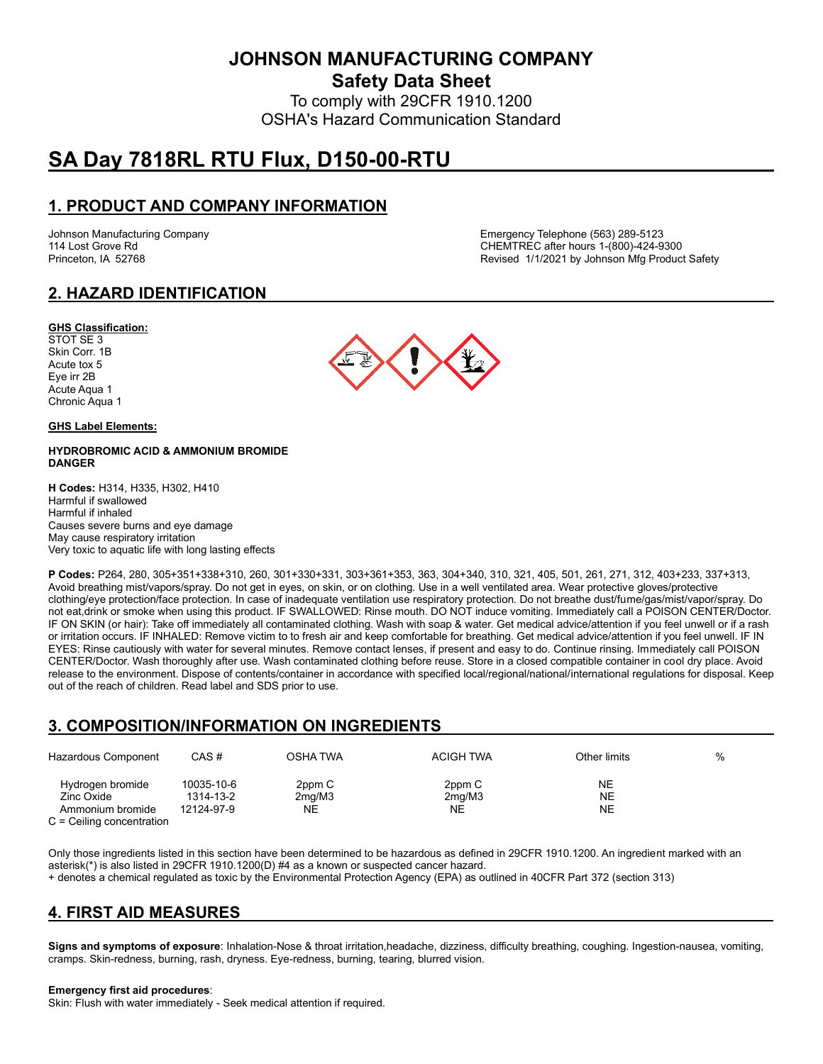# JOHNSON MANUFACTURING COMPANY

## Safety Data Sheet

To comply with 29CFR 1910.1200
OSHA's Hazard Communication Standard

# SA Day 7818RL RTU Flux, D150-00-RTU

## 1. PRODUCT AND COMPANY INFORMATION

Johnson Manufacturing Company
114 Lost Grove Rd
Princeton, IA 52768

Emergency Telephone (563) 289-5123
CHEMTREC after hours 1-(800)-424-9300
Revised 1/1/2021 by Johnson Mfg Product Safety

## 2. HAZARD IDENTIFICATION

**GHS Classification:**
STOT SE 3
Skin Corr. 1B
Acute tox 5
Eye irr 2B
Acute Aqua 1
Chronic Aqua 1

**GHS Label Elements:**

**HYDROBROMIC ACID & AMMONIUM BROMIDE**
**DANGER**

**H Codes:** H314, H335, H302, H410
Harmful if swallowed
Harmful if inhaled
Causes severe burns and eye damage
May cause respiratory irritation
Very toxic to aquatic life with long lasting effects

**P Codes:** P264, 280, 305+351+338+310, 260, 301+330+331, 303+361+353, 363, 304+340, 310, 321, 405, 501, 261, 271, 312, 403+233, 337+313, Avoid breathing mist/vapors/spray. Do not get in eyes, on skin, or on clothing. Use in a well ventilated area. Wear protective gloves/protective clothing/eye protection/face protection. In case of inadequate ventilation use respiratory protection. Do not breathe dust/fume/gas/mist/vapor/spray. Do not eat,drink or smoke when using this product. IF SWALLOWED: Rinse mouth. DO NOT induce vomiting. Immediately call a POISON CENTER/Doctor. IF ON SKIN (or hair): Take off immediately all contaminated clothing. Wash with soap & water. Get medical advice/attention if you feel unwell or if a rash or irritation occurs. IF INHALED: Remove victim to to fresh air and keep comfortable for breathing. Get medical advice/attention if you feel unwell. IF IN EYES: Rinse cautiously with water for several minutes. Remove contact lenses, if present and easy to do. Continue rinsing. Immediately call POISON CENTER/Doctor. Wash thoroughly after use. Wash contaminated clothing before reuse. Store in a closed compatible container in cool dry place. Avoid release to the environment. Dispose of contents/container in accordance with specified local/regional/national/international regulations for disposal. Keep out of the reach of children. Read label and SDS prior to use.

## 3. COMPOSITION/INFORMATION ON INGREDIENTS

| Hazardous Component | CAS # | OSHA TWA | ACIGH TWA | Other limits | % |
|---|---|---|---|---|---|
| Hydrogen bromide | 10035-10-6 | 2ppm C | 2ppm C | NE | |
| Zinc Oxide | 1314-13-2 | 2mg/M3 | 2mg/M3 | NE | |
| Ammonium bromide | 12124-97-9 | NE | NE | NE | |

C = Ceiling concentration

Only those ingredients listed in this section have been determined to be hazardous as defined in 29CFR 1910.1200. An ingredient marked with an asterisk(*) is also listed in 29CFR 1910.1200(D) #4 as a known or suspected cancer hazard.
+ denotes a chemical regulated as toxic by the Environmental Protection Agency (EPA) as outlined in 40CFR Part 372 (section 313)

## 4. FIRST AID MEASURES

**Signs and symptoms of exposure**: Inhalation-Nose & throat irritation,headache, dizziness, difficulty breathing, coughing. Ingestion-nausea, vomiting, cramps. Skin-redness, burning, rash, dryness. Eye-redness, burning, tearing, blurred vision.

**Emergency first aid procedures**:
Skin: Flush with water immediately - Seek medical attention if required.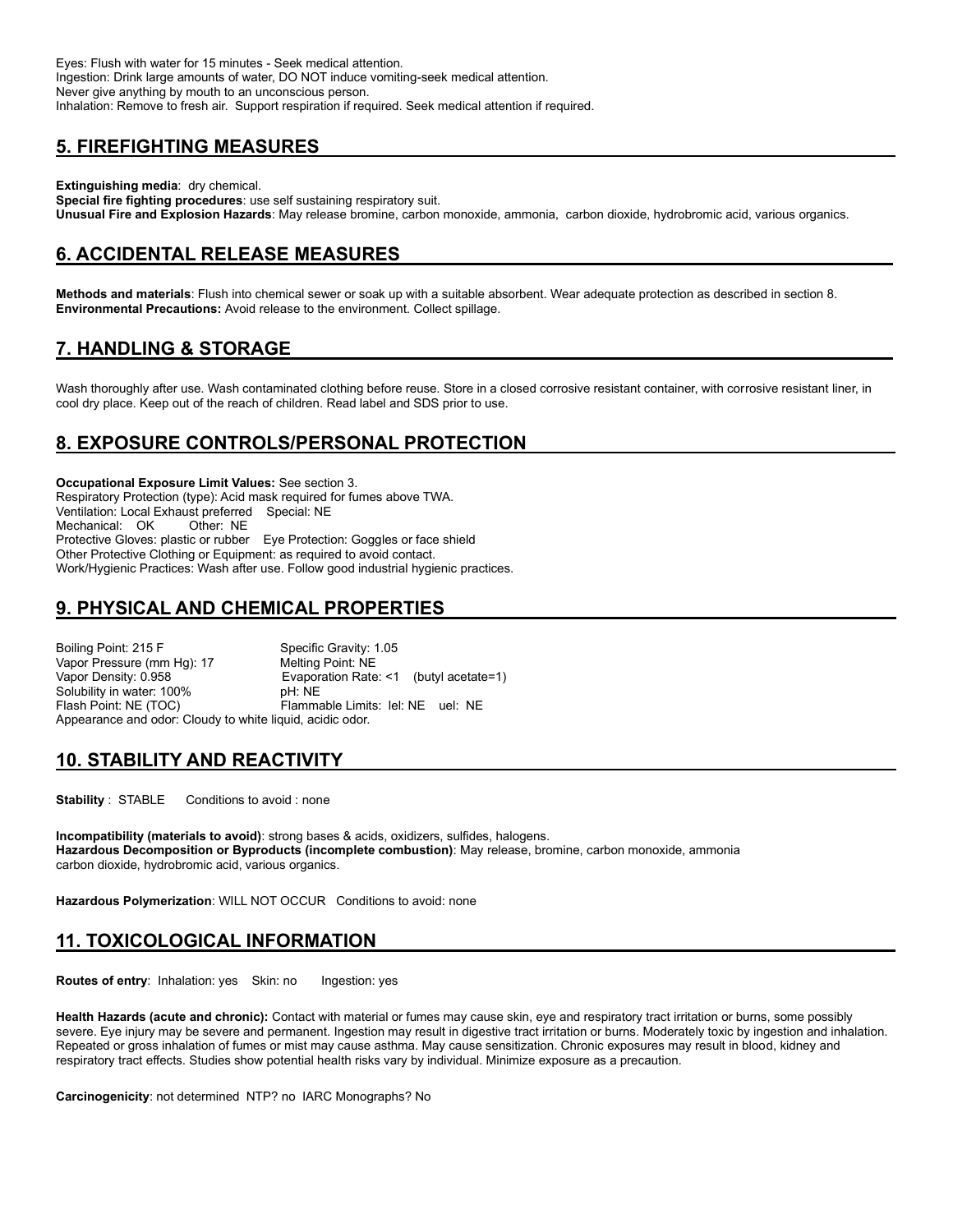Eyes: Flush with water for 15 minutes - Seek medical attention.
Ingestion: Drink large amounts of water, DO NOT induce vomiting-seek medical attention.
Never give anything by mouth to an unconscious person.
Inhalation: Remove to fresh air. Support respiration if required. Seek medical attention if required.

## 5. FIREFIGHTING MEASURES

**Extinguishing media**: dry chemical.
**Special fire fighting procedures**: use self sustaining respiratory suit.
**Unusual Fire and Explosion Hazards**: May release bromine, carbon monoxide, ammonia, carbon dioxide, hydrobromic acid, various organics.

## 6. ACCIDENTAL RELEASE MEASURES

**Methods and materials**: Flush into chemical sewer or soak up with a suitable absorbent. Wear adequate protection as described in section 8.
**Environmental Precautions:** Avoid release to the environment. Collect spillage.

## 7. HANDLING & STORAGE

Wash thoroughly after use. Wash contaminated clothing before reuse. Store in a closed corrosive resistant container, with corrosive resistant liner, in cool dry place. Keep out of the reach of children. Read label and SDS prior to use.

## 8. EXPOSURE CONTROLS/PERSONAL PROTECTION

**Occupational Exposure Limit Values:** See section 3.
Respiratory Protection (type): Acid mask required for fumes above TWA.
Ventilation: Local Exhaust preferred Special: NE
Mechanical: OK Other: NE
Protective Gloves: plastic or rubber Eye Protection: Goggles or face shield
Other Protective Clothing or Equipment: as required to avoid contact.
Work/Hygienic Practices: Wash after use. Follow good industrial hygienic practices.

## 9. PHYSICAL AND CHEMICAL PROPERTIES

Boiling Point: 215 F
Specific Gravity: 1.05
Vapor Pressure (mm Hg): 17
Melting Point: NE
Vapor Density: 0.958
Evaporation Rate: <1 (butyl acetate=1)
Solubility in water: 100%
pH: NE
Flash Point: NE (TOC)
Flammable Limits: lel: NE uel: NE
Appearance and odor: Cloudy to white liquid, acidic odor.

## 10. STABILITY AND REACTIVITY

**Stability** : STABLE Conditions to avoid : none

**Incompatibility (materials to avoid)**: strong bases & acids, oxidizers, sulfides, halogens.
**Hazardous Decomposition or Byproducts (incomplete combustion)**: May release, bromine, carbon monoxide, ammonia carbon dioxide, hydrobromic acid, various organics.

**Hazardous Polymerization**: WILL NOT OCCUR Conditions to avoid: none

## 11. TOXICOLOGICAL INFORMATION

**Routes of entry**: Inhalation: yes Skin: no Ingestion: yes

**Health Hazards (acute and chronic):** Contact with material or fumes may cause skin, eye and respiratory tract irritation or burns, some possibly severe. Eye injury may be severe and permanent. Ingestion may result in digestive tract irritation or burns. Moderately toxic by ingestion and inhalation. Repeated or gross inhalation of fumes or mist may cause asthma. May cause sensitization. Chronic exposures may result in blood, kidney and respiratory tract effects. Studies show potential health risks vary by individual. Minimize exposure as a precaution.

**Carcinogenicity**: not determined NTP? no IARC Monographs? No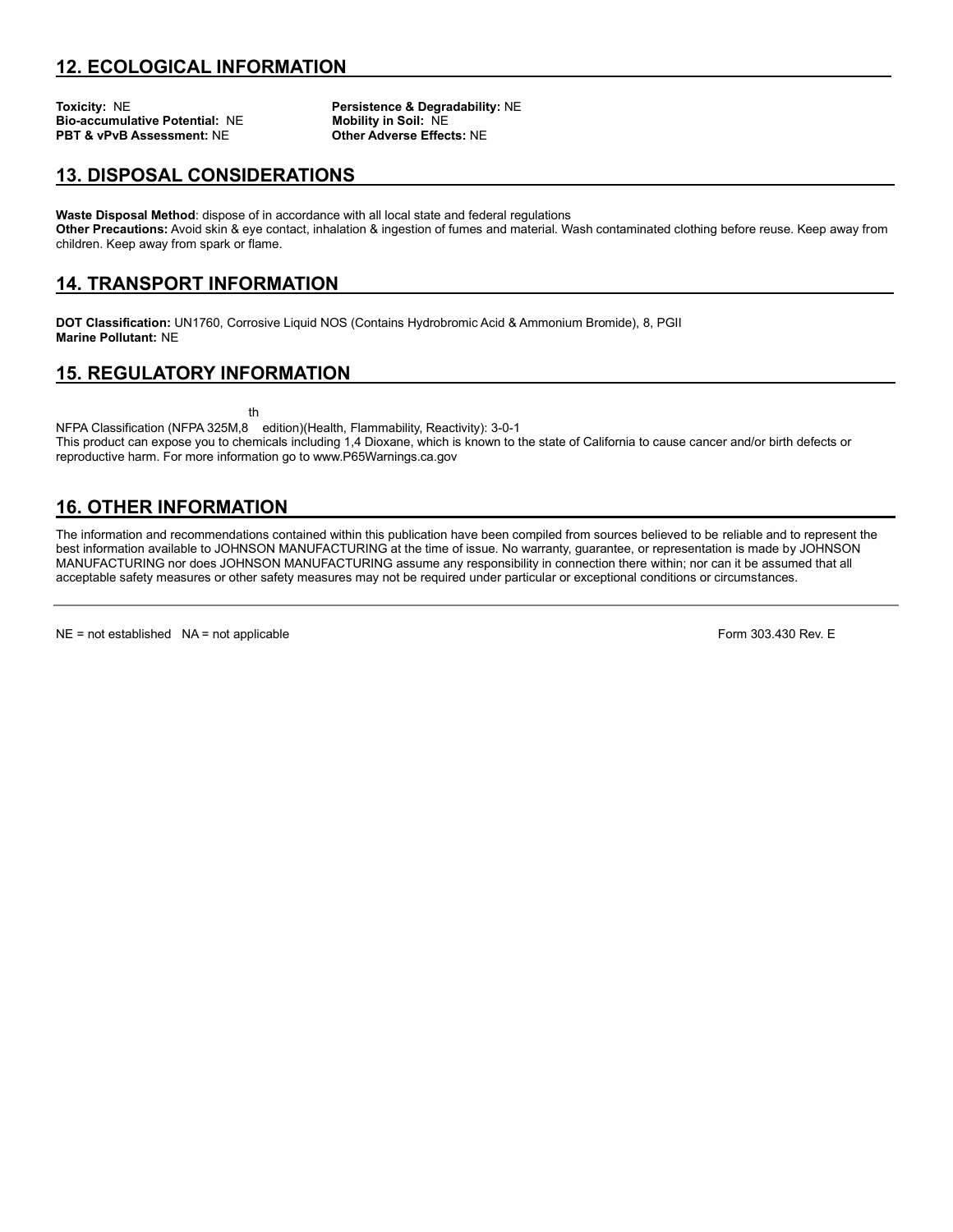## 12. ECOLOGICAL INFORMATION

**Toxicity:** NE
**Bio-accumulative Potential:** NE
**PBT & vPvB Assessment:** NE
**Persistence & Degradability:** NE
**Mobility in Soil:** NE
**Other Adverse Effects:** NE

## 13. DISPOSAL CONSIDERATIONS

**Waste Disposal Method**: dispose of in accordance with all local state and federal regulations
**Other Precautions:** Avoid skin & eye contact, inhalation & ingestion of fumes and material. Wash contaminated clothing before reuse. Keep away from children. Keep away from spark or flame.

## 14. TRANSPORT INFORMATION

**DOT Classification:** UN1760, Corrosive Liquid NOS (Contains Hydrobromic Acid & Ammonium Bromide), 8, PGII
**Marine Pollutant:** NE

## 15. REGULATORY INFORMATION

NFPA Classification (NFPA 325M,8th edition)(Health, Flammability, Reactivity): 3-0-1
This product can expose you to chemicals including 1,4 Dioxane, which is known to the state of California to cause cancer and/or birth defects or reproductive harm. For more information go to www.P65Warnings.ca.gov

## 16. OTHER INFORMATION

The information and recommendations contained within this publication have been compiled from sources believed to be reliable and to represent the best information available to JOHNSON MANUFACTURING at the time of issue. No warranty, guarantee, or representation is made by JOHNSON MANUFACTURING nor does JOHNSON MANUFACTURING assume any responsibility in connection there within; nor can it be assumed that all acceptable safety measures or other safety measures may not be required under particular or exceptional conditions or circumstances.

---

NE = not established NA = not applicable

Form 303.430 Rev. E